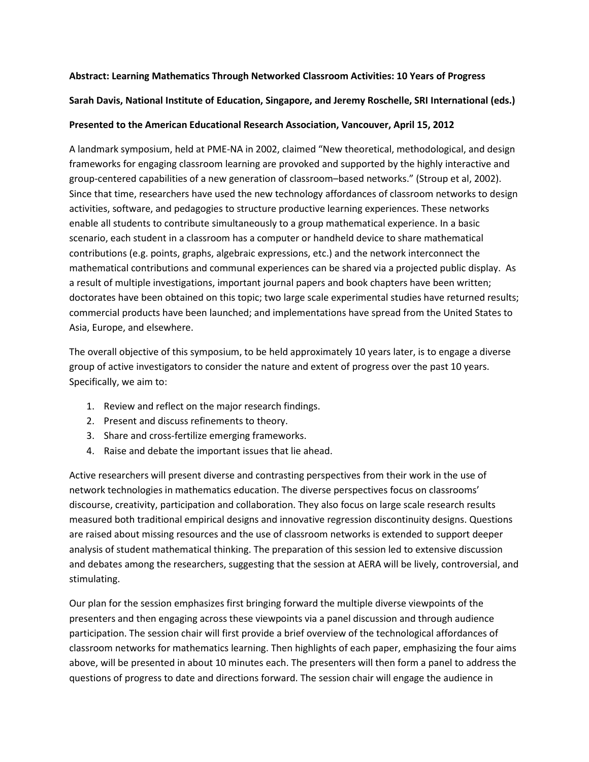**Abstract: Learning Mathematics Through Networked Classroom Activities: 10 Years of Progress**

**Sarah Davis, National Institute of Education, Singapore, and Jeremy Roschelle, SRI International (eds.)**

**Presented to the American Educational Research Association, Vancouver, April 15, 2012**

A landmark symposium, held at PME-NA in 2002, claimed "New theoretical, methodological, and design frameworks for engaging classroom learning are provoked and supported by the highly interactive and group-centered capabilities of a new generation of classroom–based networks." (Stroup et al, 2002). Since that time, researchers have used the new technology affordances of classroom networks to design activities, software, and pedagogies to structure productive learning experiences. These networks enable all students to contribute simultaneously to a group mathematical experience. In a basic scenario, each student in a classroom has a computer or handheld device to share mathematical contributions (e.g. points, graphs, algebraic expressions, etc.) and the network interconnect the mathematical contributions and communal experiences can be shared via a projected public display. As a result of multiple investigations, important journal papers and book chapters have been written; doctorates have been obtained on this topic; two large scale experimental studies have returned results; commercial products have been launched; and implementations have spread from the United States to Asia, Europe, and elsewhere.

The overall objective of this symposium, to be held approximately 10 years later, is to engage a diverse group of active investigators to consider the nature and extent of progress over the past 10 years. Specifically, we aim to:

1. Review and reflect on the major research findings.
2. Present and discuss refinements to theory.
3. Share and cross-fertilize emerging frameworks.
4. Raise and debate the important issues that lie ahead.

Active researchers will present diverse and contrasting perspectives from their work in the use of network technologies in mathematics education. The diverse perspectives focus on classrooms' discourse, creativity, participation and collaboration. They also focus on large scale research results measured both traditional empirical designs and innovative regression discontinuity designs. Questions are raised about missing resources and the use of classroom networks is extended to support deeper analysis of student mathematical thinking. The preparation of this session led to extensive discussion and debates among the researchers, suggesting that the session at AERA will be lively, controversial, and stimulating.

Our plan for the session emphasizes first bringing forward the multiple diverse viewpoints of the presenters and then engaging across these viewpoints via a panel discussion and through audience participation. The session chair will first provide a brief overview of the technological affordances of classroom networks for mathematics learning. Then highlights of each paper, emphasizing the four aims above, will be presented in about 10 minutes each. The presenters will then form a panel to address the questions of progress to date and directions forward. The session chair will engage the audience in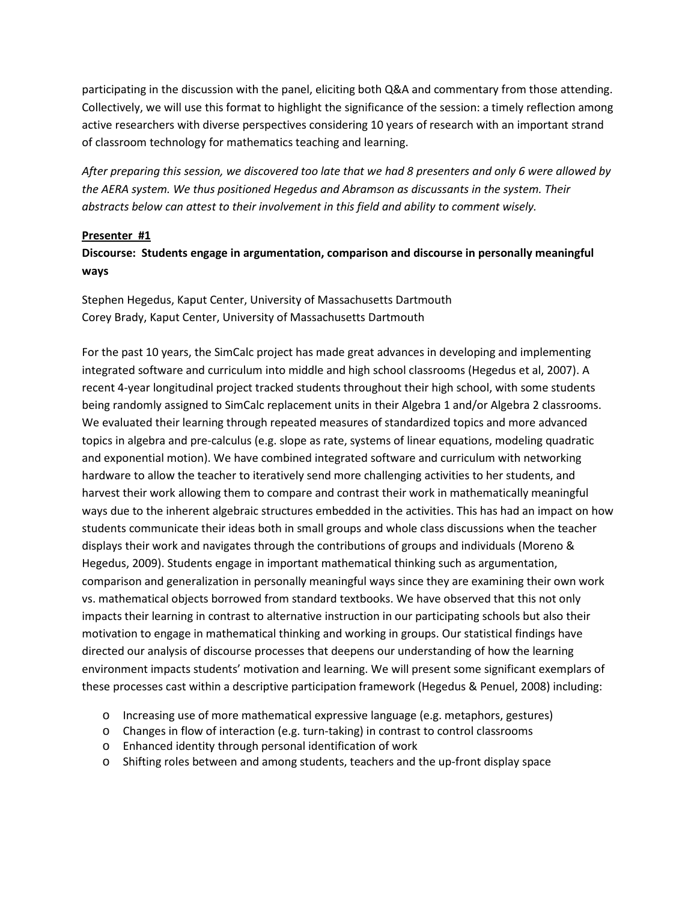participating in the discussion with the panel, eliciting both Q&A and commentary from those attending. Collectively, we will use this format to highlight the significance of the session: a timely reflection among active researchers with diverse perspectives considering 10 years of research with an important strand of classroom technology for mathematics teaching and learning.

*After preparing this session, we discovered too late that we had 8 presenters and only 6 were allowed by the AERA system. We thus positioned Hegedus and Abramson as discussants in the system. Their abstracts below can attest to their involvement in this field and ability to comment wisely.*

**Presenter #1**

**Discourse: Students engage in argumentation, comparison and discourse in personally meaningful ways**

Stephen Hegedus, Kaput Center, University of Massachusetts Dartmouth
Corey Brady, Kaput Center, University of Massachusetts Dartmouth

For the past 10 years, the SimCalc project has made great advances in developing and implementing integrated software and curriculum into middle and high school classrooms (Hegedus et al, 2007). A recent 4-year longitudinal project tracked students throughout their high school, with some students being randomly assigned to SimCalc replacement units in their Algebra 1 and/or Algebra 2 classrooms. We evaluated their learning through repeated measures of standardized topics and more advanced topics in algebra and pre-calculus (e.g. slope as rate, systems of linear equations, modeling quadratic and exponential motion). We have combined integrated software and curriculum with networking hardware to allow the teacher to iteratively send more challenging activities to her students, and harvest their work allowing them to compare and contrast their work in mathematically meaningful ways due to the inherent algebraic structures embedded in the activities. This has had an impact on how students communicate their ideas both in small groups and whole class discussions when the teacher displays their work and navigates through the contributions of groups and individuals (Moreno & Hegedus, 2009). Students engage in important mathematical thinking such as argumentation, comparison and generalization in personally meaningful ways since they are examining their own work vs. mathematical objects borrowed from standard textbooks. We have observed that this not only impacts their learning in contrast to alternative instruction in our participating schools but also their motivation to engage in mathematical thinking and working in groups. Our statistical findings have directed our analysis of discourse processes that deepens our understanding of how the learning environment impacts students' motivation and learning. We will present some significant exemplars of these processes cast within a descriptive participation framework (Hegedus & Penuel, 2008) including:

- Increasing use of more mathematical expressive language (e.g. metaphors, gestures)
- Changes in flow of interaction (e.g. turn-taking) in contrast to control classrooms
- Enhanced identity through personal identification of work
- Shifting roles between and among students, teachers and the up-front display space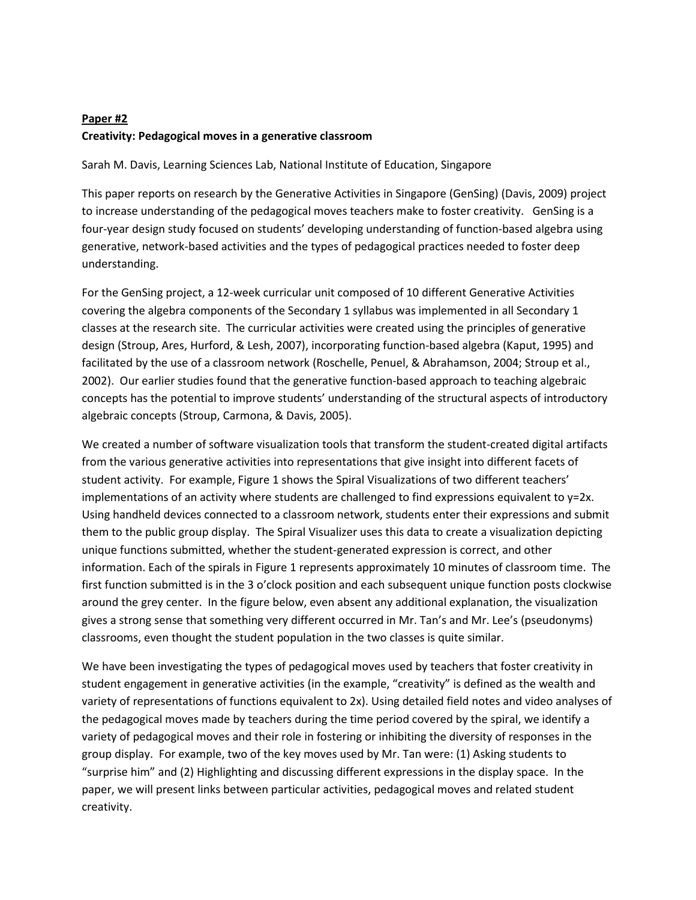**Paper #2**

**Creativity: Pedagogical moves in a generative classroom**

Sarah M. Davis, Learning Sciences Lab, National Institute of Education, Singapore

This paper reports on research by the Generative Activities in Singapore (GenSing) (Davis, 2009) project to increase understanding of the pedagogical moves teachers make to foster creativity. GenSing is a four-year design study focused on students' developing understanding of function-based algebra using generative, network-based activities and the types of pedagogical practices needed to foster deep understanding.

For the GenSing project, a 12-week curricular unit composed of 10 different Generative Activities covering the algebra components of the Secondary 1 syllabus was implemented in all Secondary 1 classes at the research site. The curricular activities were created using the principles of generative design (Stroup, Ares, Hurford, & Lesh, 2007), incorporating function-based algebra (Kaput, 1995) and facilitated by the use of a classroom network (Roschelle, Penuel, & Abrahamson, 2004; Stroup et al., 2002). Our earlier studies found that the generative function-based approach to teaching algebraic concepts has the potential to improve students' understanding of the structural aspects of introductory algebraic concepts (Stroup, Carmona, & Davis, 2005).

We created a number of software visualization tools that transform the student-created digital artifacts from the various generative activities into representations that give insight into different facets of student activity. For example, Figure 1 shows the Spiral Visualizations of two different teachers' implementations of an activity where students are challenged to find expressions equivalent to $y=2x$. Using handheld devices connected to a classroom network, students enter their expressions and submit them to the public group display. The Spiral Visualizer uses this data to create a visualization depicting unique functions submitted, whether the student-generated expression is correct, and other information. Each of the spirals in Figure 1 represents approximately 10 minutes of classroom time. The first function submitted is in the 3 o'clock position and each subsequent unique function posts clockwise around the grey center. In the figure below, even absent any additional explanation, the visualization gives a strong sense that something very different occurred in Mr. Tan's and Mr. Lee's (pseudonyms) classrooms, even thought the student population in the two classes is quite similar.

We have been investigating the types of pedagogical moves used by teachers that foster creativity in student engagement in generative activities (in the example, "creativity" is defined as the wealth and variety of representations of functions equivalent to $2x$). Using detailed field notes and video analyses of the pedagogical moves made by teachers during the time period covered by the spiral, we identify a variety of pedagogical moves and their role in fostering or inhibiting the diversity of responses in the group display. For example, two of the key moves used by Mr. Tan were: (1) Asking students to "surprise him" and (2) Highlighting and discussing different expressions in the display space. In the paper, we will present links between particular activities, pedagogical moves and related student creativity.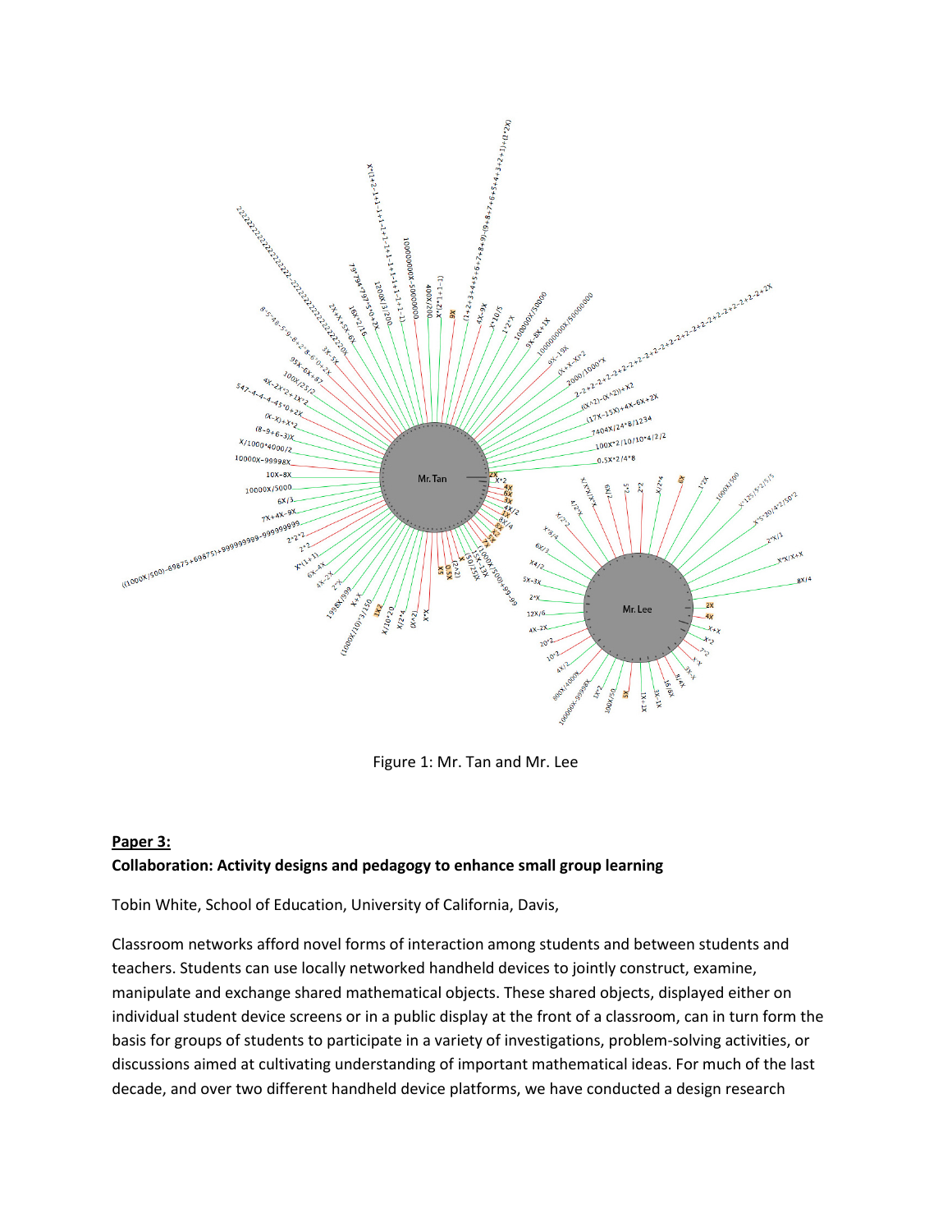Figure 1: Mr. Tan and Mr. Lee

**Paper 3:**

**Collaboration: Activity designs and pedagogy to enhance small group learning**

Tobin White, School of Education, University of California, Davis,

Classroom networks afford novel forms of interaction among students and between students and teachers. Students can use locally networked handheld devices to jointly construct, examine, manipulate and exchange shared mathematical objects. These shared objects, displayed either on individual student device screens or in a public display at the front of a classroom, can in turn form the basis for groups of students to participate in a variety of investigations, problem-solving activities, or discussions aimed at cultivating understanding of important mathematical ideas. For much of the last decade, and over two different handheld device platforms, we have conducted a design research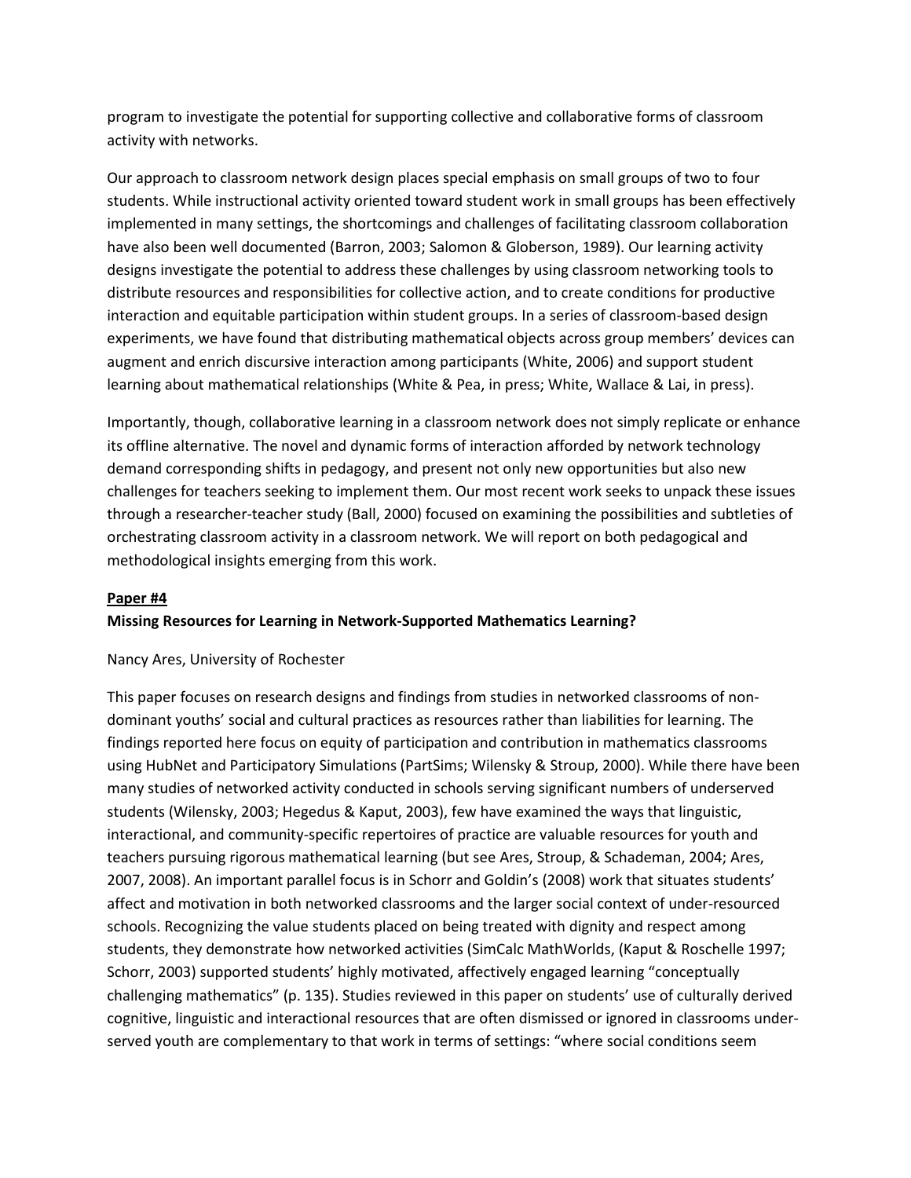program to investigate the potential for supporting collective and collaborative forms of classroom activity with networks.

Our approach to classroom network design places special emphasis on small groups of two to four students. While instructional activity oriented toward student work in small groups has been effectively implemented in many settings, the shortcomings and challenges of facilitating classroom collaboration have also been well documented (Barron, 2003; Salomon & Globerson, 1989). Our learning activity designs investigate the potential to address these challenges by using classroom networking tools to distribute resources and responsibilities for collective action, and to create conditions for productive interaction and equitable participation within student groups. In a series of classroom-based design experiments, we have found that distributing mathematical objects across group members' devices can augment and enrich discursive interaction among participants (White, 2006) and support student learning about mathematical relationships (White & Pea, in press; White, Wallace & Lai, in press).

Importantly, though, collaborative learning in a classroom network does not simply replicate or enhance its offline alternative. The novel and dynamic forms of interaction afforded by network technology demand corresponding shifts in pedagogy, and present not only new opportunities but also new challenges for teachers seeking to implement them. Our most recent work seeks to unpack these issues through a researcher-teacher study (Ball, 2000) focused on examining the possibilities and subtleties of orchestrating classroom activity in a classroom network. We will report on both pedagogical and methodological insights emerging from this work.

**Paper #4**

**Missing Resources for Learning in Network-Supported Mathematics Learning?**

Nancy Ares, University of Rochester

This paper focuses on research designs and findings from studies in networked classrooms of non-dominant youths' social and cultural practices as resources rather than liabilities for learning. The findings reported here focus on equity of participation and contribution in mathematics classrooms using HubNet and Participatory Simulations (PartSims; Wilensky & Stroup, 2000). While there have been many studies of networked activity conducted in schools serving significant numbers of underserved students (Wilensky, 2003; Hegedus & Kaput, 2003), few have examined the ways that linguistic, interactional, and community-specific repertoires of practice are valuable resources for youth and teachers pursuing rigorous mathematical learning (but see Ares, Stroup, & Schademan, 2004; Ares, 2007, 2008). An important parallel focus is in Schorr and Goldin's (2008) work that situates students' affect and motivation in both networked classrooms and the larger social context of under-resourced schools. Recognizing the value students placed on being treated with dignity and respect among students, they demonstrate how networked activities (SimCalc MathWorlds, (Kaput & Roschelle 1997; Schorr, 2003) supported students' highly motivated, affectively engaged learning "conceptually challenging mathematics" (p. 135). Studies reviewed in this paper on students' use of culturally derived cognitive, linguistic and interactional resources that are often dismissed or ignored in classrooms under-served youth are complementary to that work in terms of settings: "where social conditions seem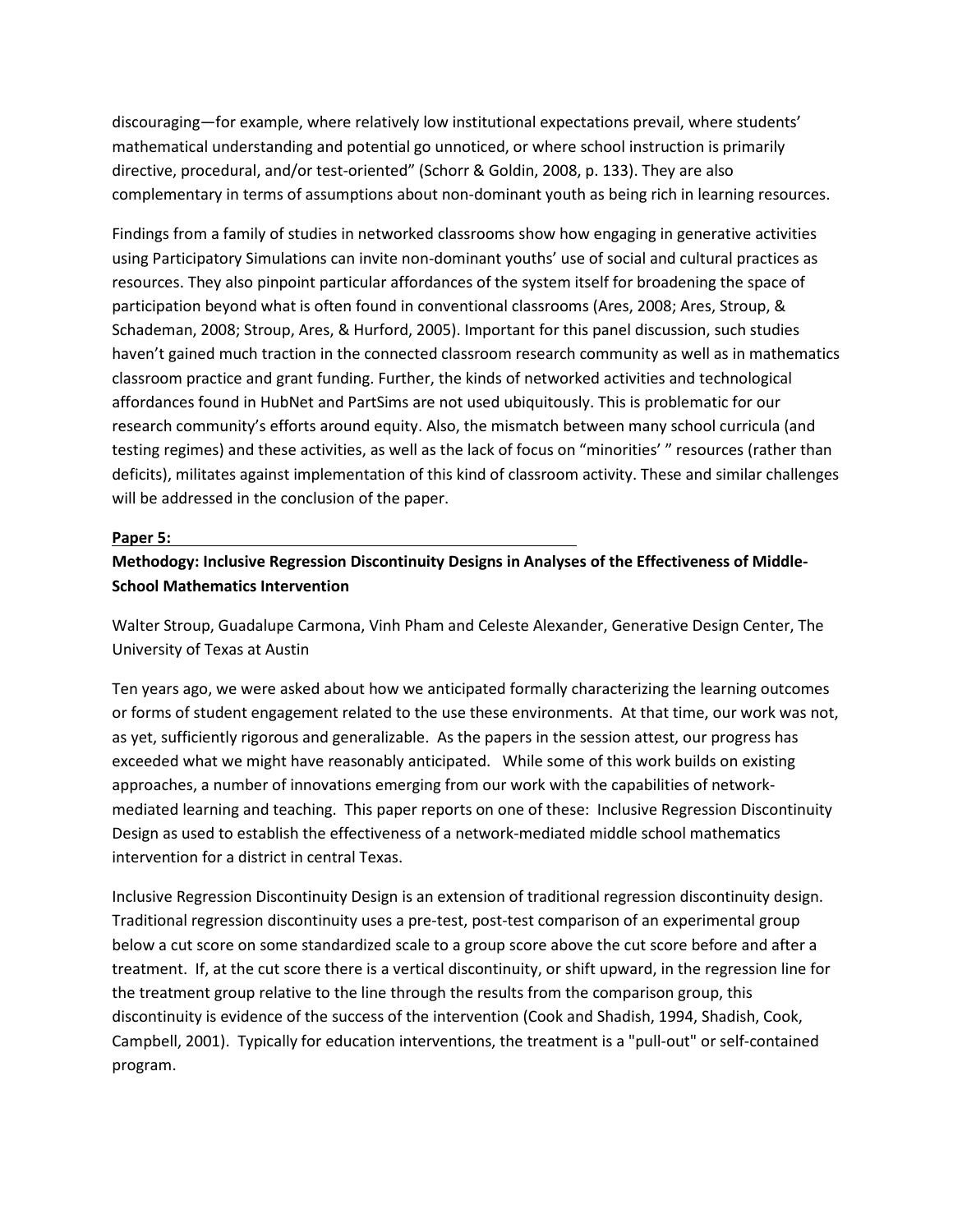discouraging—for example, where relatively low institutional expectations prevail, where students' mathematical understanding and potential go unnoticed, or where school instruction is primarily directive, procedural, and/or test-oriented" (Schorr & Goldin, 2008, p. 133). They are also complementary in terms of assumptions about non-dominant youth as being rich in learning resources.

Findings from a family of studies in networked classrooms show how engaging in generative activities using Participatory Simulations can invite non-dominant youths' use of social and cultural practices as resources. They also pinpoint particular affordances of the system itself for broadening the space of participation beyond what is often found in conventional classrooms (Ares, 2008; Ares, Stroup, & Schademan, 2008; Stroup, Ares, & Hurford, 2005). Important for this panel discussion, such studies haven't gained much traction in the connected classroom research community as well as in mathematics classroom practice and grant funding. Further, the kinds of networked activities and technological affordances found in HubNet and PartSims are not used ubiquitously. This is problematic for our research community's efforts around equity. Also, the mismatch between many school curricula (and testing regimes) and these activities, as well as the lack of focus on "minorities' " resources (rather than deficits), militates against implementation of this kind of classroom activity. These and similar challenges will be addressed in the conclusion of the paper.

**Paper 5:**

**Methodoy: Inclusive Regression Discontinuity Designs in Analyses of the Effectiveness of Middle-School Mathematics Intervention**

Walter Stroup, Guadalupe Carmona, Vinh Pham and Celeste Alexander, Generative Design Center, The University of Texas at Austin

Ten years ago, we were asked about how we anticipated formally characterizing the learning outcomes or forms of student engagement related to the use these environments. At that time, our work was not, as yet, sufficiently rigorous and generalizable. As the papers in the session attest, our progress has exceeded what we might have reasonably anticipated. While some of this work builds on existing approaches, a number of innovations emerging from our work with the capabilities of network-mediated learning and teaching. This paper reports on one of these: Inclusive Regression Discontinuity Design as used to establish the effectiveness of a network-mediated middle school mathematics intervention for a district in central Texas.

Inclusive Regression Discontinuity Design is an extension of traditional regression discontinuity design. Traditional regression discontinuity uses a pre-test, post-test comparison of an experimental group below a cut score on some standardized scale to a group score above the cut score before and after a treatment. If, at the cut score there is a vertical discontinuity, or shift upward, in the regression line for the treatment group relative to the line through the results from the comparison group, this discontinuity is evidence of the success of the intervention (Cook and Shadish, 1994, Shadish, Cook, Campbell, 2001). Typically for education interventions, the treatment is a "pull-out" or self-contained program.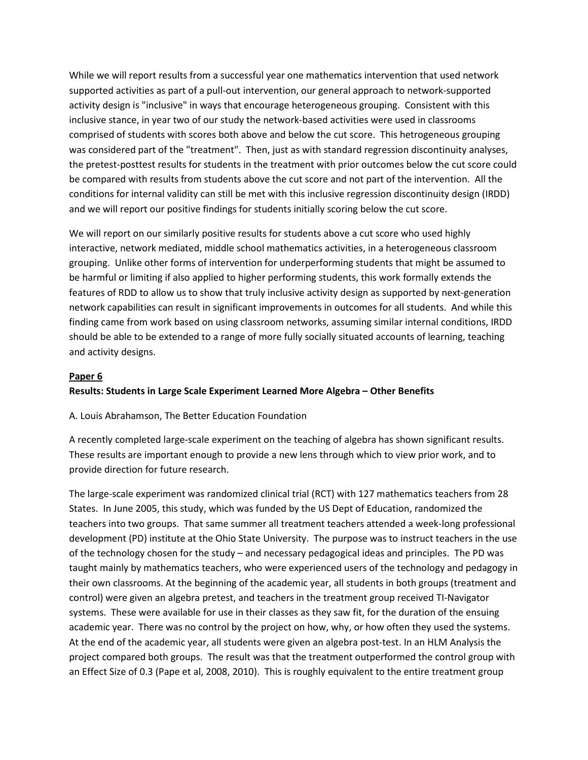While we will report results from a successful year one mathematics intervention that used network supported activities as part of a pull-out intervention, our general approach to network-supported activity design is "inclusive" in ways that encourage heterogeneous grouping. Consistent with this inclusive stance, in year two of our study the network-based activities were used in classrooms comprised of students with scores both above and below the cut score. This hetrogeneous grouping was considered part of the "treatment". Then, just as with standard regression discontinuity analyses, the pretest-posttest results for students in the treatment with prior outcomes below the cut score could be compared with results from students above the cut score and not part of the intervention. All the conditions for internal validity can still be met with this inclusive regression discontinuity design (IRDD) and we will report our positive findings for students initially scoring below the cut score.

We will report on our similarly positive results for students above a cut score who used highly interactive, network mediated, middle school mathematics activities, in a heterogeneous classroom grouping. Unlike other forms of intervention for underperforming students that might be assumed to be harmful or limiting if also applied to higher performing students, this work formally extends the features of RDD to allow us to show that truly inclusive activity design as supported by next-generation network capabilities can result in significant improvements in outcomes for all students. And while this finding came from work based on using classroom networks, assuming similar internal conditions, IRDD should be able to be extended to a range of more fully socially situated accounts of learning, teaching and activity designs.

## <u>Paper 6</u>

### Results: Students in Large Scale Experiment Learned More Algebra – Other Benefits

A. Louis Abrahamson, The Better Education Foundation

A recently completed large-scale experiment on the teaching of algebra has shown significant results. These results are important enough to provide a new lens through which to view prior work, and to provide direction for future research.

The large-scale experiment was randomized clinical trial (RCT) with 127 mathematics teachers from 28 States. In June 2005, this study, which was funded by the US Dept of Education, randomized the teachers into two groups. That same summer all treatment teachers attended a week-long professional development (PD) institute at the Ohio State University. The purpose was to instruct teachers in the use of the technology chosen for the study – and necessary pedagogical ideas and principles. The PD was taught mainly by mathematics teachers, who were experienced users of the technology and pedagogy in their own classrooms. At the beginning of the academic year, all students in both groups (treatment and control) were given an algebra pretest, and teachers in the treatment group received TI-Navigator systems. These were available for use in their classes as they saw fit, for the duration of the ensuing academic year. There was no control by the project on how, why, or how often they used the systems. At the end of the academic year, all students were given an algebra post-test. In an HLM Analysis the project compared both groups. The result was that the treatment outperformed the control group with an Effect Size of 0.3 (Pape et al, 2008, 2010). This is roughly equivalent to the entire treatment group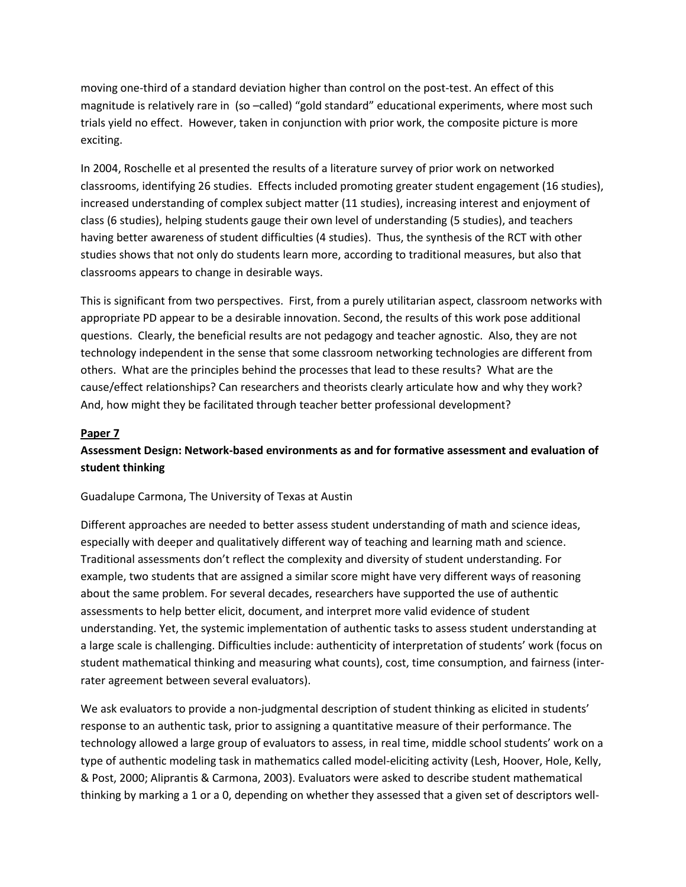moving one-third of a standard deviation higher than control on the post-test. An effect of this magnitude is relatively rare in (so –called) "gold standard" educational experiments, where most such trials yield no effect. However, taken in conjunction with prior work, the composite picture is more exciting.

In 2004, Roschelle et al presented the results of a literature survey of prior work on networked classrooms, identifying 26 studies. Effects included promoting greater student engagement (16 studies), increased understanding of complex subject matter (11 studies), increasing interest and enjoyment of class (6 studies), helping students gauge their own level of understanding (5 studies), and teachers having better awareness of student difficulties (4 studies). Thus, the synthesis of the RCT with other studies shows that not only do students learn more, according to traditional measures, but also that classrooms appears to change in desirable ways.

This is significant from two perspectives. First, from a purely utilitarian aspect, classroom networks with appropriate PD appear to be a desirable innovation. Second, the results of this work pose additional questions. Clearly, the beneficial results are not pedagogy and teacher agnostic. Also, they are not technology independent in the sense that some classroom networking technologies are different from others. What are the principles behind the processes that lead to these results? What are the cause/effect relationships? Can researchers and theorists clearly articulate how and why they work? And, how might they be facilitated through teacher better professional development?

**<u>Paper 7</u>**

**Assessment Design: Network-based environments as and for formative assessment and evaluation of student thinking**

Guadalupe Carmona, The University of Texas at Austin

Different approaches are needed to better assess student understanding of math and science ideas, especially with deeper and qualitatively different way of teaching and learning math and science. Traditional assessments don't reflect the complexity and diversity of student understanding. For example, two students that are assigned a similar score might have very different ways of reasoning about the same problem. For several decades, researchers have supported the use of authentic assessments to help better elicit, document, and interpret more valid evidence of student understanding. Yet, the systemic implementation of authentic tasks to assess student understanding at a large scale is challenging. Difficulties include: authenticity of interpretation of students' work (focus on student mathematical thinking and measuring what counts), cost, time consumption, and fairness (inter-rater agreement between several evaluators).

We ask evaluators to provide a non-judgmental description of student thinking as elicited in students' response to an authentic task, prior to assigning a quantitative measure of their performance. The technology allowed a large group of evaluators to assess, in real time, middle school students' work on a type of authentic modeling task in mathematics called model-eliciting activity (Lesh, Hoover, Hole, Kelly, & Post, 2000; Aliprantis & Carmona, 2003). Evaluators were asked to describe student mathematical thinking by marking a 1 or a 0, depending on whether they assessed that a given set of descriptors well-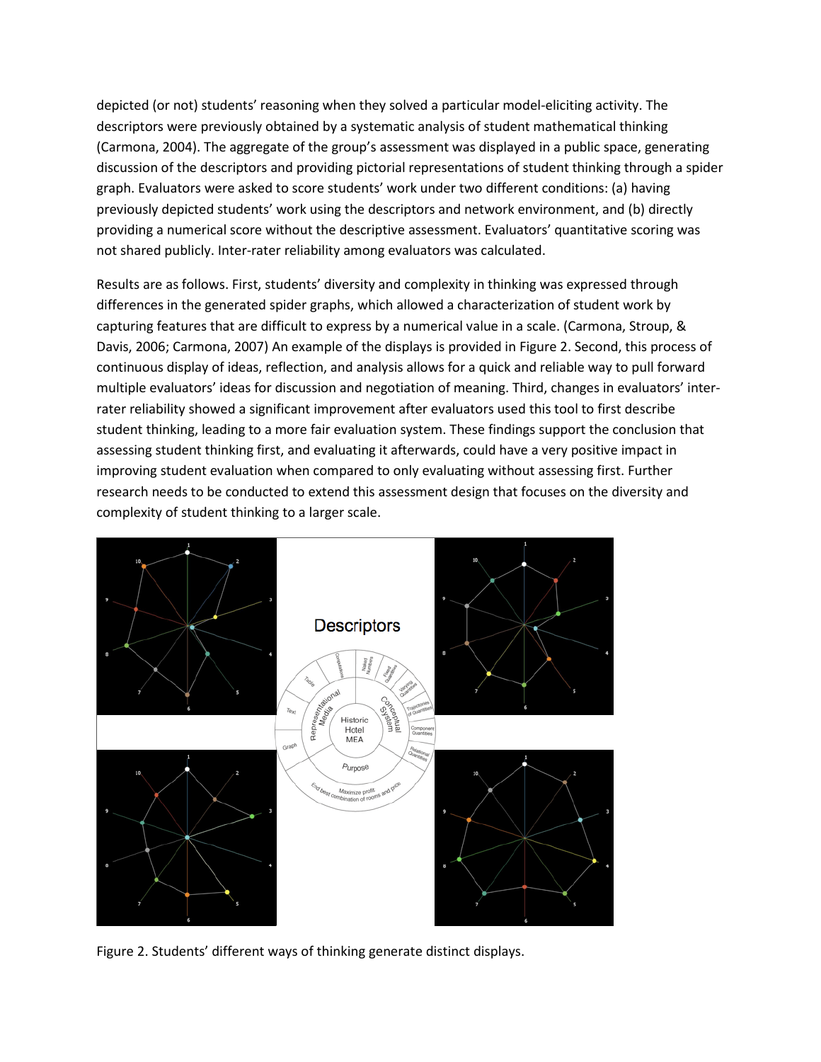depicted (or not) students' reasoning when they solved a particular model-eliciting activity. The descriptors were previously obtained by a systematic analysis of student mathematical thinking (Carmona, 2004). The aggregate of the group's assessment was displayed in a public space, generating discussion of the descriptors and providing pictorial representations of student thinking through a spider graph. Evaluators were asked to score students' work under two different conditions: (a) having previously depicted students' work using the descriptors and network environment, and (b) directly providing a numerical score without the descriptive assessment. Evaluators' quantitative scoring was not shared publicly. Inter-rater reliability among evaluators was calculated.

Results are as follows. First, students' diversity and complexity in thinking was expressed through differences in the generated spider graphs, which allowed a characterization of student work by capturing features that are difficult to express by a numerical value in a scale. (Carmona, Stroup, & Davis, 2006; Carmona, 2007) An example of the displays is provided in Figure 2. Second, this process of continuous display of ideas, reflection, and analysis allows for a quick and reliable way to pull forward multiple evaluators' ideas for discussion and negotiation of meaning. Third, changes in evaluators' inter-rater reliability showed a significant improvement after evaluators used this tool to first describe student thinking, leading to a more fair evaluation system. These findings support the conclusion that assessing student thinking first, and evaluating it afterwards, could have a very positive impact in improving student evaluation when compared to only evaluating without assessing first. Further research needs to be conducted to extend this assessment design that focuses on the diversity and complexity of student thinking to a larger scale.

Figure 2. Students' different ways of thinking generate distinct displays.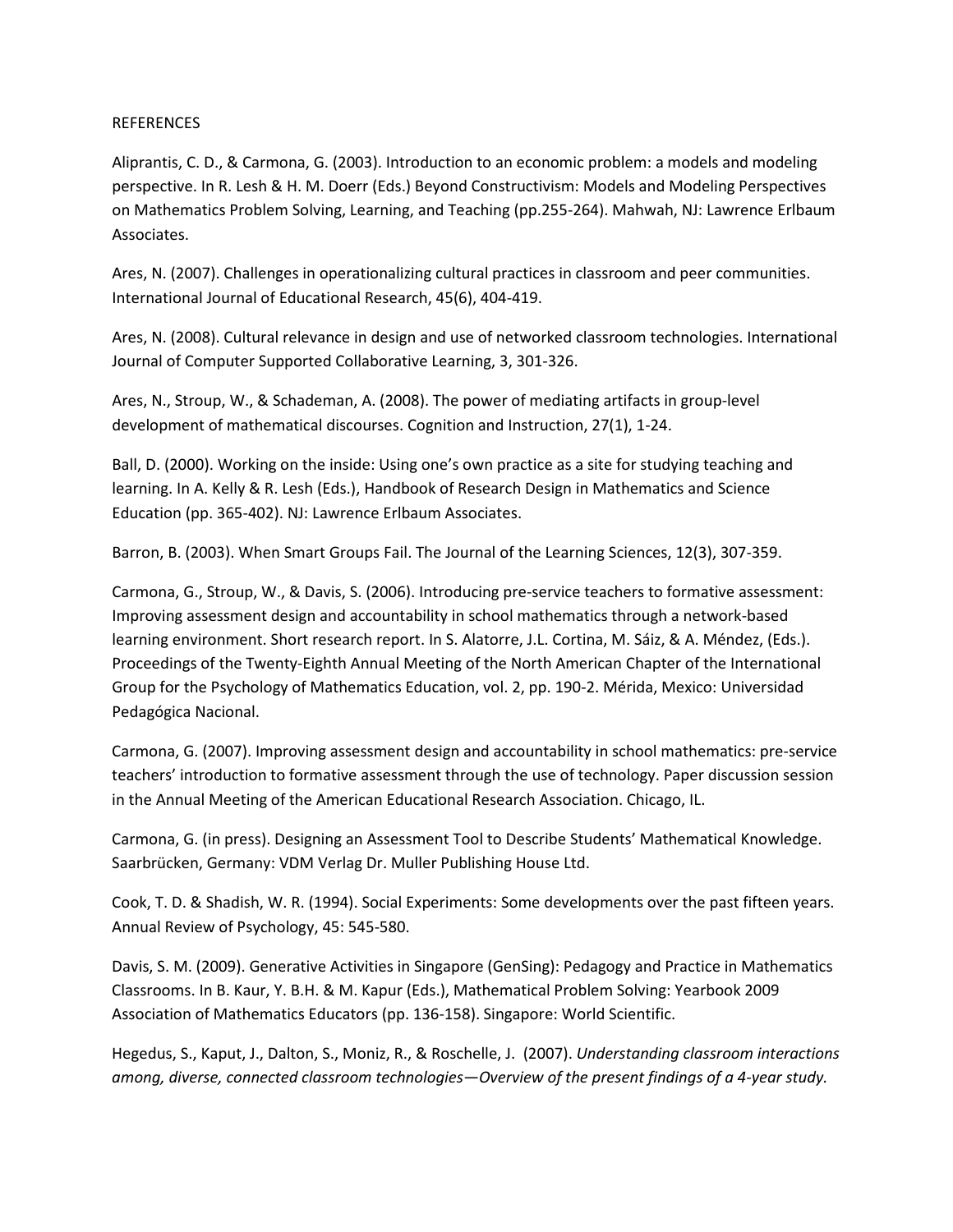REFERENCES

Aliprantis, C. D., & Carmona, G. (2003). Introduction to an economic problem: a models and modeling perspective. In R. Lesh & H. M. Doerr (Eds.) Beyond Constructivism: Models and Modeling Perspectives on Mathematics Problem Solving, Learning, and Teaching (pp.255-264). Mahwah, NJ: Lawrence Erlbaum Associates.

Ares, N. (2007). Challenges in operationalizing cultural practices in classroom and peer communities. International Journal of Educational Research, 45(6), 404-419.

Ares, N. (2008). Cultural relevance in design and use of networked classroom technologies. International Journal of Computer Supported Collaborative Learning, 3, 301-326.

Ares, N., Stroup, W., & Schademan, A. (2008). The power of mediating artifacts in group-level development of mathematical discourses. Cognition and Instruction, 27(1), 1-24.

Ball, D. (2000). Working on the inside: Using one's own practice as a site for studying teaching and learning. In A. Kelly & R. Lesh (Eds.), Handbook of Research Design in Mathematics and Science Education (pp. 365-402). NJ: Lawrence Erlbaum Associates.

Barron, B. (2003). When Smart Groups Fail. The Journal of the Learning Sciences, 12(3), 307-359.

Carmona, G., Stroup, W., & Davis, S. (2006). Introducing pre-service teachers to formative assessment: Improving assessment design and accountability in school mathematics through a network-based learning environment. Short research report. In S. Alatorre, J.L. Cortina, M. Sáiz, & A. Méndez, (Eds.). Proceedings of the Twenty-Eighth Annual Meeting of the North American Chapter of the International Group for the Psychology of Mathematics Education, vol. 2, pp. 190-2. Mérida, Mexico: Universidad Pedagógica Nacional.

Carmona, G. (2007). Improving assessment design and accountability in school mathematics: pre-service teachers' introduction to formative assessment through the use of technology. Paper discussion session in the Annual Meeting of the American Educational Research Association. Chicago, IL.

Carmona, G. (in press). Designing an Assessment Tool to Describe Students' Mathematical Knowledge. Saarbrücken, Germany: VDM Verlag Dr. Muller Publishing House Ltd.

Cook, T. D. & Shadish, W. R. (1994). Social Experiments: Some developments over the past fifteen years. Annual Review of Psychology, 45: 545-580.

Davis, S. M. (2009). Generative Activities in Singapore (GenSing): Pedagogy and Practice in Mathematics Classrooms. In B. Kaur, Y. B.H. & M. Kapur (Eds.), Mathematical Problem Solving: Yearbook 2009 Association of Mathematics Educators (pp. 136-158). Singapore: World Scientific.

Hegedus, S., Kaput, J., Dalton, S., Moniz, R., & Roschelle, J. (2007). *Understanding classroom interactions among, diverse, connected classroom technologies—Overview of the present findings of a 4-year study.*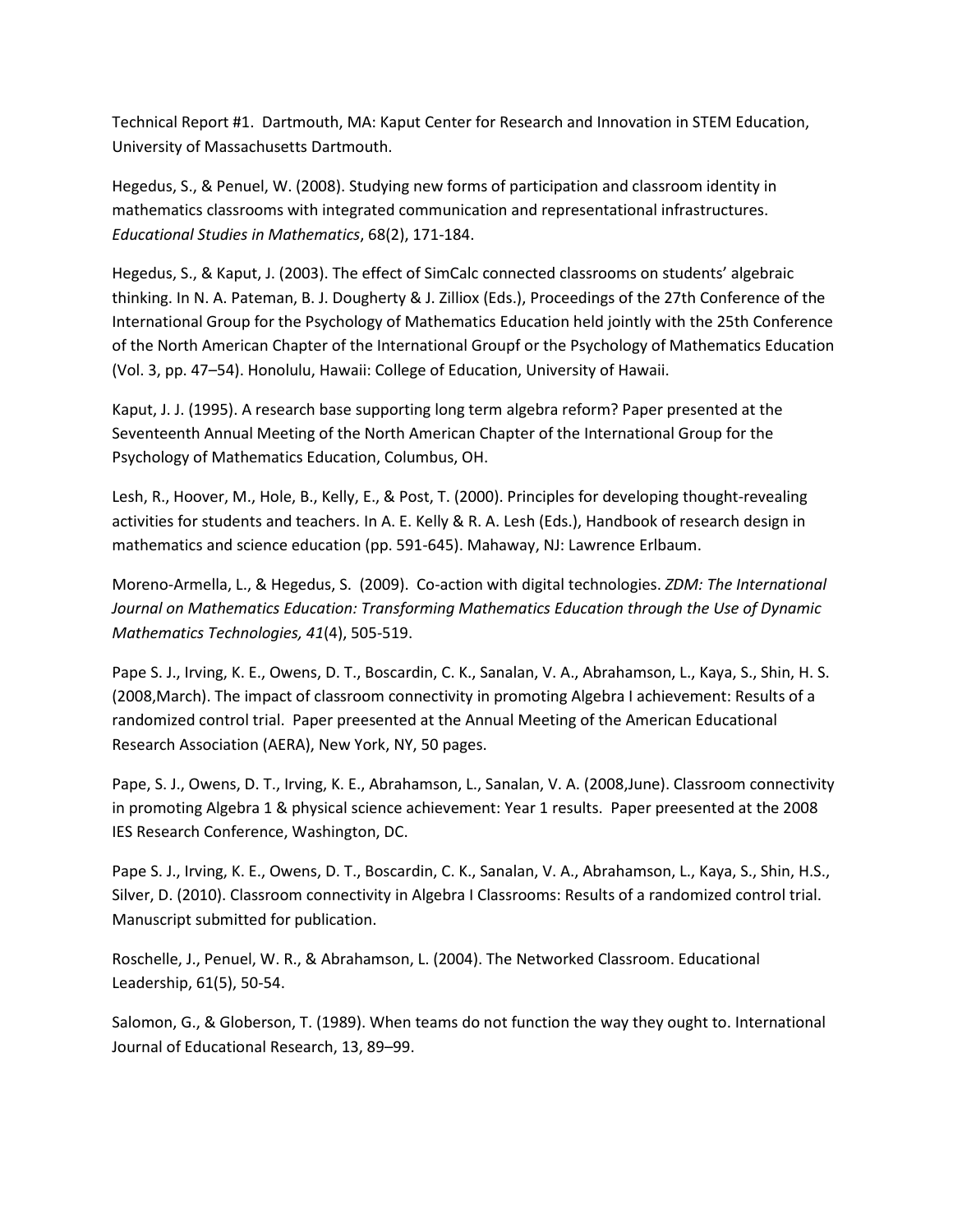Technical Report #1. Dartmouth, MA: Kaput Center for Research and Innovation in STEM Education, University of Massachusetts Dartmouth.

Hegedus, S., & Penuel, W. (2008). Studying new forms of participation and classroom identity in mathematics classrooms with integrated communication and representational infrastructures. *Educational Studies in Mathematics*, 68(2), 171-184.

Hegedus, S., & Kaput, J. (2003). The effect of SimCalc connected classrooms on students' algebraic thinking. In N. A. Pateman, B. J. Dougherty & J. Zilliox (Eds.), Proceedings of the 27th Conference of the International Group for the Psychology of Mathematics Education held jointly with the 25th Conference of the North American Chapter of the International Groupf or the Psychology of Mathematics Education (Vol. 3, pp. 47–54). Honolulu, Hawaii: College of Education, University of Hawaii.

Kaput, J. J. (1995). A research base supporting long term algebra reform? Paper presented at the Seventeenth Annual Meeting of the North American Chapter of the International Group for the Psychology of Mathematics Education, Columbus, OH.

Lesh, R., Hoover, M., Hole, B., Kelly, E., & Post, T. (2000). Principles for developing thought-revealing activities for students and teachers. In A. E. Kelly & R. A. Lesh (Eds.), Handbook of research design in mathematics and science education (pp. 591-645). Mahaway, NJ: Lawrence Erlbaum.

Moreno-Armella, L., & Hegedus, S. (2009). Co-action with digital technologies. *ZDM: The International Journal on Mathematics Education: Transforming Mathematics Education through the Use of Dynamic Mathematics Technologies, 41*(4), 505-519.

Pape S. J., Irving, K. E., Owens, D. T., Boscardin, C. K., Sanalan, V. A., Abrahamson, L., Kaya, S., Shin, H. S. (2008,March). The impact of classroom connectivity in promoting Algebra I achievement: Results of a randomized control trial. Paper preesented at the Annual Meeting of the American Educational Research Association (AERA), New York, NY, 50 pages.

Pape, S. J., Owens, D. T., Irving, K. E., Abrahamson, L., Sanalan, V. A. (2008,June). Classroom connectivity in promoting Algebra 1 & physical science achievement: Year 1 results. Paper preesented at the 2008 IES Research Conference, Washington, DC.

Pape S. J., Irving, K. E., Owens, D. T., Boscardin, C. K., Sanalan, V. A., Abrahamson, L., Kaya, S., Shin, H.S., Silver, D. (2010). Classroom connectivity in Algebra I Classrooms: Results of a randomized control trial. Manuscript submitted for publication.

Roschelle, J., Penuel, W. R., & Abrahamson, L. (2004). The Networked Classroom. Educational Leadership, 61(5), 50-54.

Salomon, G., & Globerson, T. (1989). When teams do not function the way they ought to. International Journal of Educational Research, 13, 89–99.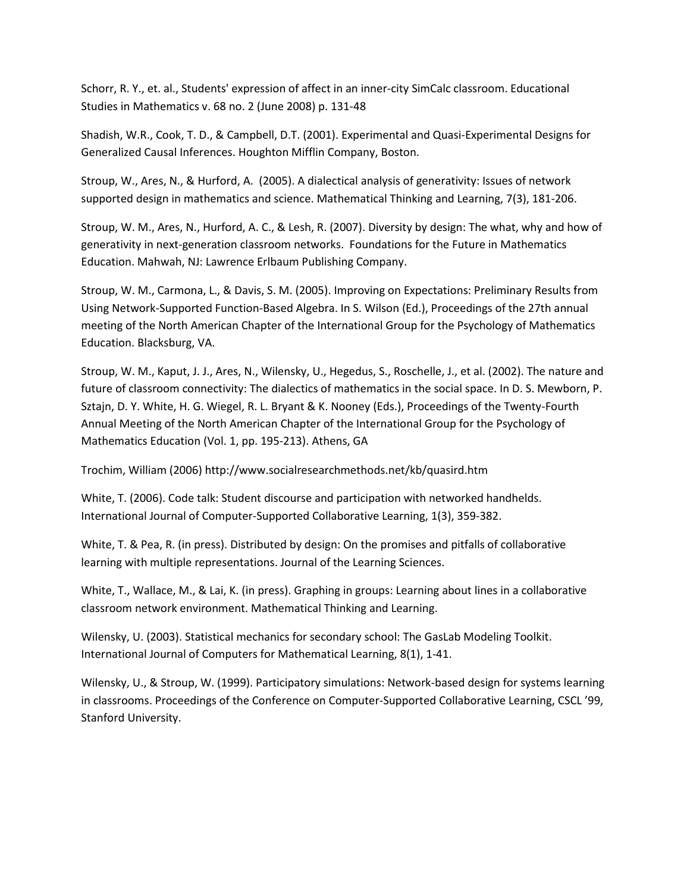Schorr, R. Y., et. al., Students' expression of affect in an inner-city SimCalc classroom. Educational Studies in Mathematics v. 68 no. 2 (June 2008) p. 131-48

Shadish, W.R., Cook, T. D., & Campbell, D.T. (2001). Experimental and Quasi-Experimental Designs for Generalized Causal Inferences. Houghton Mifflin Company, Boston.

Stroup, W., Ares, N., & Hurford, A. (2005). A dialectical analysis of generativity: Issues of network supported design in mathematics and science. Mathematical Thinking and Learning, 7(3), 181-206.

Stroup, W. M., Ares, N., Hurford, A. C., & Lesh, R. (2007). Diversity by design: The what, why and how of generativity in next-generation classroom networks. Foundations for the Future in Mathematics Education. Mahwah, NJ: Lawrence Erlbaum Publishing Company.

Stroup, W. M., Carmona, L., & Davis, S. M. (2005). Improving on Expectations: Preliminary Results from Using Network-Supported Function-Based Algebra. In S. Wilson (Ed.), Proceedings of the 27th annual meeting of the North American Chapter of the International Group for the Psychology of Mathematics Education. Blacksburg, VA.

Stroup, W. M., Kaput, J. J., Ares, N., Wilensky, U., Hegedus, S., Roschelle, J., et al. (2002). The nature and future of classroom connectivity: The dialectics of mathematics in the social space. In D. S. Mewborn, P. Sztajn, D. Y. White, H. G. Wiegel, R. L. Bryant & K. Nooney (Eds.), Proceedings of the Twenty-Fourth Annual Meeting of the North American Chapter of the International Group for the Psychology of Mathematics Education (Vol. 1, pp. 195-213). Athens, GA

Trochim, William (2006) http://www.socialresearchmethods.net/kb/quasird.htm

White, T. (2006). Code talk: Student discourse and participation with networked handhelds. International Journal of Computer-Supported Collaborative Learning, 1(3), 359-382.

White, T. & Pea, R. (in press). Distributed by design: On the promises and pitfalls of collaborative learning with multiple representations. Journal of the Learning Sciences.

White, T., Wallace, M., & Lai, K. (in press). Graphing in groups: Learning about lines in a collaborative classroom network environment. Mathematical Thinking and Learning.

Wilensky, U. (2003). Statistical mechanics for secondary school: The GasLab Modeling Toolkit. International Journal of Computers for Mathematical Learning, 8(1), 1-41.

Wilensky, U., & Stroup, W. (1999). Participatory simulations: Network-based design for systems learning in classrooms. Proceedings of the Conference on Computer-Supported Collaborative Learning, CSCL '99, Stanford University.